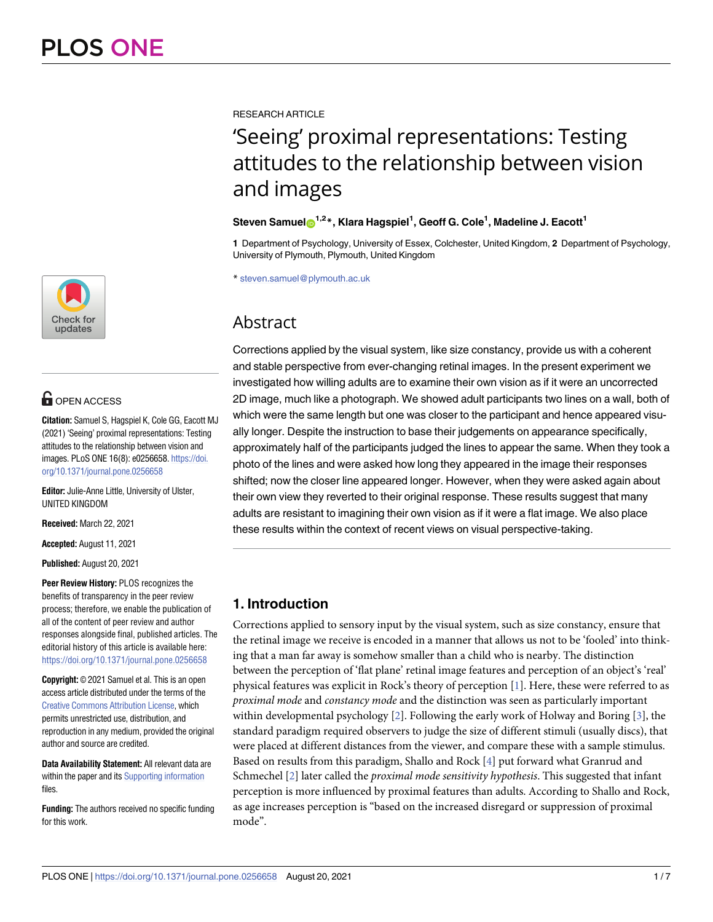RESEARCH ARTICLE

# 'Seeing' proximal representations: Testing attitudes to the relationship between vision and images

**Steven Samuel[1,2]*, Klara Hagspiel[1], Geoff G. Cole[1], Madeline J. Eacott[1]**

**1** Department of Psychology, University of Essex, Colchester, United Kingdom, **2** Department of Psychology, University of Plymouth, Plymouth, United Kingdom

* steven.samuel@plymouth.ac.uk

## Abstract

Corrections applied by the visual system, like size constancy, provide us with a coherent and stable perspective from ever-changing retinal images. In the present experiment we investigated how willing adults are to examine their own vision as if it were an uncorrected 2D image, much like a photograph. We showed adult participants two lines on a wall, both of which were the same length but one was closer to the participant and hence appeared visually longer. Despite the instruction to base their judgements on appearance specifically, approximately half of the participants judged the lines to appear the same. When they took a photo of the lines and were asked how long they appeared in the image their responses shifted; now the closer line appeared longer. However, when they were asked again about their own view they reverted to their original response. These results suggest that many adults are resistant to imagining their own vision as if it were a flat image. We also place these results within the context of recent views on visual perspective-taking.

OPEN ACCESS

**Citation:** Samuel S, Hagspiel K, Cole GG, Eacott MJ (2021) 'Seeing' proximal representations: Testing attitudes to the relationship between vision and images. PLoS ONE 16(8): e0256658. https://doi.org/10.1371/journal.pone.0256658

**Editor:** Julie-Anne Little, University of Ulster, UNITED KINGDOM

**Received:** March 22, 2021

**Accepted:** August 11, 2021

**Published:** August 20, 2021

**Peer Review History:** PLOS recognizes the benefits of transparency in the peer review process; therefore, we enable the publication of all of the content of peer review and author responses alongside final, published articles. The editorial history of this article is available here: https://doi.org/10.1371/journal.pone.0256658

**Copyright:** © 2021 Samuel et al. This is an open access article distributed under the terms of the Creative Commons Attribution License, which permits unrestricted use, distribution, and reproduction in any medium, provided the original author and source are credited.

**Data Availability Statement:** All relevant data are within the paper and its Supporting information files.

**Funding:** The authors received no specific funding for this work.

## 1. Introduction

Corrections applied to sensory input by the visual system, such as size constancy, ensure that the retinal image we receive is encoded in a manner that allows us not to be 'fooled' into thinking that a man far away is somehow smaller than a child who is nearby. The distinction between the perception of 'flat plane' retinal image features and perception of an object's 'real' physical features was explicit in Rock's theory of perception [1]. Here, these were referred to as *proximal mode* and *constancy mode* and the distinction was seen as particularly important within developmental psychology [2]. Following the early work of Holway and Boring [3], the standard paradigm required observers to judge the size of different stimuli (usually discs), that were placed at different distances from the viewer, and compare these with a sample stimulus. Based on results from this paradigm, Shallo and Rock [4] put forward what Granrud and Schmechel [2] later called the *proximal mode sensitivity hypothesis*. This suggested that infant perception is more influenced by proximal features than adults. According to Shallo and Rock, as age increases perception is "based on the increased disregard or suppression of proximal mode".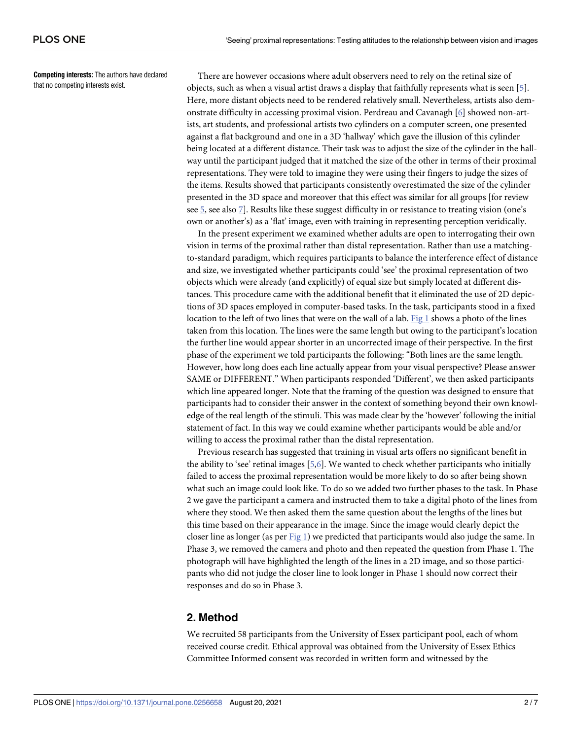**Competing interests:** The authors have declared that no competing interests exist.

There are however occasions where adult observers need to rely on the retinal size of objects, such as when a visual artist draws a display that faithfully represents what is seen [5]. Here, more distant objects need to be rendered relatively small. Nevertheless, artists also demonstrate difficulty in accessing proximal vision. Perdreau and Cavanagh [6] showed non-artists, art students, and professional artists two cylinders on a computer screen, one presented against a flat background and one in a 3D 'hallway' which gave the illusion of this cylinder being located at a different distance. Their task was to adjust the size of the cylinder in the hallway until the participant judged that it matched the size of the other in terms of their proximal representations. They were told to imagine they were using their fingers to judge the sizes of the items. Results showed that participants consistently overestimated the size of the cylinder presented in the 3D space and moreover that this effect was similar for all groups [for review see 5, see also 7]. Results like these suggest difficulty in or resistance to treating vision (one's own or another's) as a 'flat' image, even with training in representing perception veridically.

In the present experiment we examined whether adults are open to interrogating their own vision in terms of the proximal rather than distal representation. Rather than use a matching-to-standard paradigm, which requires participants to balance the interference effect of distance and size, we investigated whether participants could 'see' the proximal representation of two objects which were already (and explicitly) of equal size but simply located at different distances. This procedure came with the additional benefit that it eliminated the use of 2D depictions of 3D spaces employed in computer-based tasks. In the task, participants stood in a fixed location to the left of two lines that were on the wall of a lab. Fig 1 shows a photo of the lines taken from this location. The lines were the same length but owing to the participant's location the further line would appear shorter in an uncorrected image of their perspective. In the first phase of the experiment we told participants the following: "Both lines are the same length. However, how long does each line actually appear from your visual perspective? Please answer SAME or DIFFERENT." When participants responded 'Different', we then asked participants which line appeared longer. Note that the framing of the question was designed to ensure that participants had to consider their answer in the context of something beyond their own knowledge of the real length of the stimuli. This was made clear by the 'however' following the initial statement of fact. In this way we could examine whether participants would be able and/or willing to access the proximal rather than the distal representation.

Previous research has suggested that training in visual arts offers no significant benefit in the ability to 'see' retinal images [5,6]. We wanted to check whether participants who initially failed to access the proximal representation would be more likely to do so after being shown what such an image could look like. To do so we added two further phases to the task. In Phase 2 we gave the participant a camera and instructed them to take a digital photo of the lines from where they stood. We then asked them the same question about the lengths of the lines but this time based on their appearance in the image. Since the image would clearly depict the closer line as longer (as per Fig 1) we predicted that participants would also judge the same. In Phase 3, we removed the camera and photo and then repeated the question from Phase 1. The photograph will have highlighted the length of the lines in a 2D image, and so those participants who did not judge the closer line to look longer in Phase 1 should now correct their responses and do so in Phase 3.

## 2. Method

We recruited 58 participants from the University of Essex participant pool, each of whom received course credit. Ethical approval was obtained from the University of Essex Ethics Committee Informed consent was recorded in written form and witnessed by the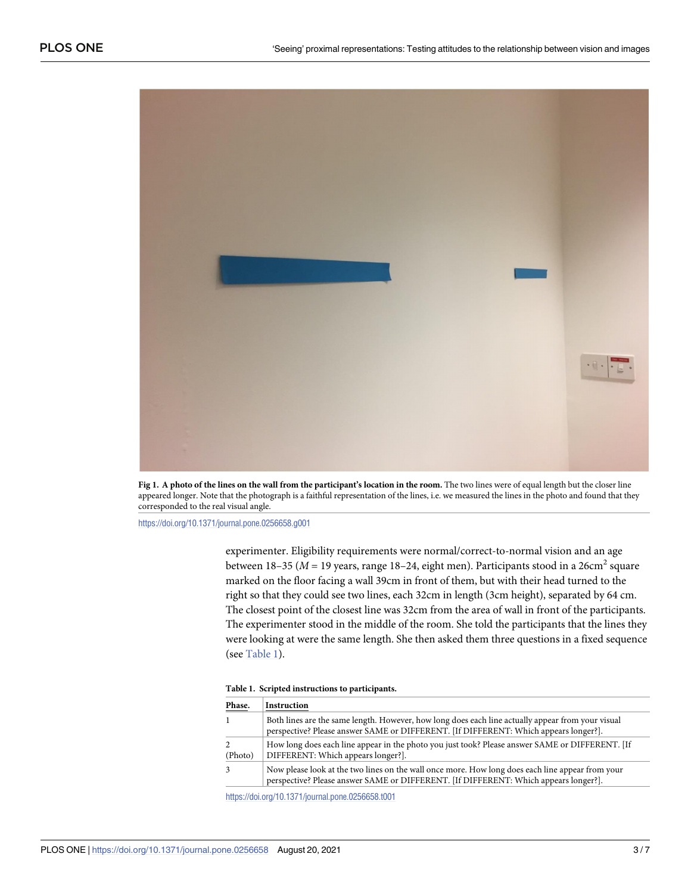**Fig 1. A photo of the lines on the wall from the participant's location in the room.** The two lines were of equal length but the closer line appeared longer. Note that the photograph is a faithful representation of the lines, i.e. we measured the lines in the photo and found that they corresponded to the real visual angle.

https://doi.org/10.1371/journal.pone.0256658.g001

experimenter. Eligibility requirements were normal/correct-to-normal vision and an age between 18–35 ($M$ = 19 years, range 18–24, eight men). Participants stood in a 26cm$^2$ square marked on the floor facing a wall 39cm in front of them, but with their head turned to the right so that they could see two lines, each 32cm in length (3cm height), separated by 64 cm. The closest point of the closest line was 32cm from the area of wall in front of the participants. The experimenter stood in the middle of the room. She told the participants that the lines they were looking at were the same length. She then asked them three questions in a fixed sequence (see Table 1).

**Table 1. Scripted instructions to participants.**

| Phase. | Instruction |
|---|---|
| 1 | Both lines are the same length. However, how long does each line actually appear from your visual perspective? Please answer SAME or DIFFERENT. [If DIFFERENT: Which appears longer?]. |
| 2 (Photo) | How long does each line appear in the photo you just took? Please answer SAME or DIFFERENT. [If DIFFERENT: Which appears longer?]. |
| 3 | Now please look at the two lines on the wall once more. How long does each line appear from your perspective? Please answer SAME or DIFFERENT. [If DIFFERENT: Which appears longer?]. |

https://doi.org/10.1371/journal.pone.0256658.t001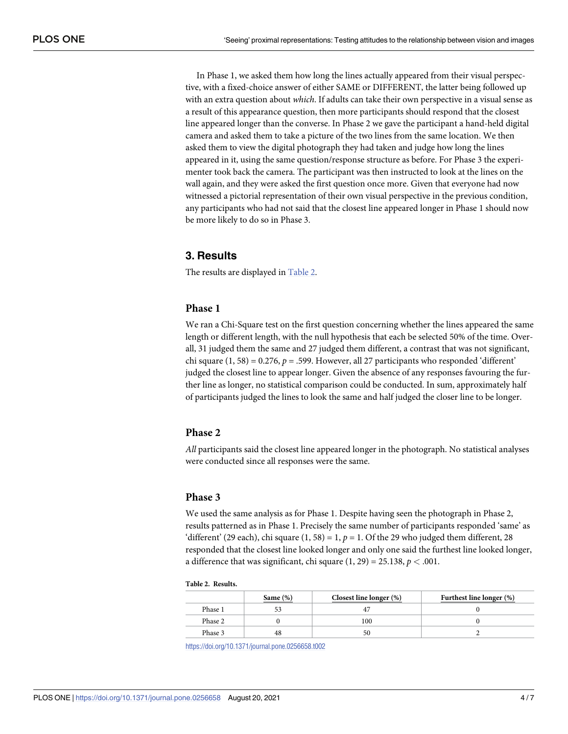In Phase 1, we asked them how long the lines actually appeared from their visual perspective, with a fixed-choice answer of either SAME or DIFFERENT, the latter being followed up with an extra question about *which*. If adults can take their own perspective in a visual sense as a result of this appearance question, then more participants should respond that the closest line appeared longer than the converse. In Phase 2 we gave the participant a hand-held digital camera and asked them to take a picture of the two lines from the same location. We then asked them to view the digital photograph they had taken and judge how long the lines appeared in it, using the same question/response structure as before. For Phase 3 the experimenter took back the camera. The participant was then instructed to look at the lines on the wall again, and they were asked the first question once more. Given that everyone had now witnessed a pictorial representation of their own visual perspective in the previous condition, any participants who had not said that the closest line appeared longer in Phase 1 should now be more likely to do so in Phase 3.

## 3. Results

The results are displayed in Table 2.

### Phase 1

We ran a Chi-Square test on the first question concerning whether the lines appeared the same length or different length, with the null hypothesis that each be selected 50% of the time. Overall, 31 judged them the same and 27 judged them different, a contrast that was not significant, chi square $(1, 58) = 0.276$, $p = .599$. However, all 27 participants who responded 'different' judged the closest line to appear longer. Given the absence of any responses favouring the further line as longer, no statistical comparison could be conducted. In sum, approximately half of participants judged the lines to look the same and half judged the closer line to be longer.

### Phase 2

*All* participants said the closest line appeared longer in the photograph. No statistical analyses were conducted since all responses were the same.

### Phase 3

We used the same analysis as for Phase 1. Despite having seen the photograph in Phase 2, results patterned as in Phase 1. Precisely the same number of participants responded 'same' as 'different' (29 each), chi square $(1, 58) = 1$, $p = 1$. Of the 29 who judged them different, 28 responded that the closest line looked longer and only one said the furthest line looked longer, a difference that was significant, chi square $(1, 29) = 25.138$, $p < .001$.

**Table 2. Results.**

| | Same (%) | Closest line longer (%) | Furthest line longer (%) |
|---|---|---|---|
| Phase 1 | 53 | 47 | 0 |
| Phase 2 | 0 | 100 | 0 |
| Phase 3 | 48 | 50 | 2 |

https://doi.org/10.1371/journal.pone.0256658.t002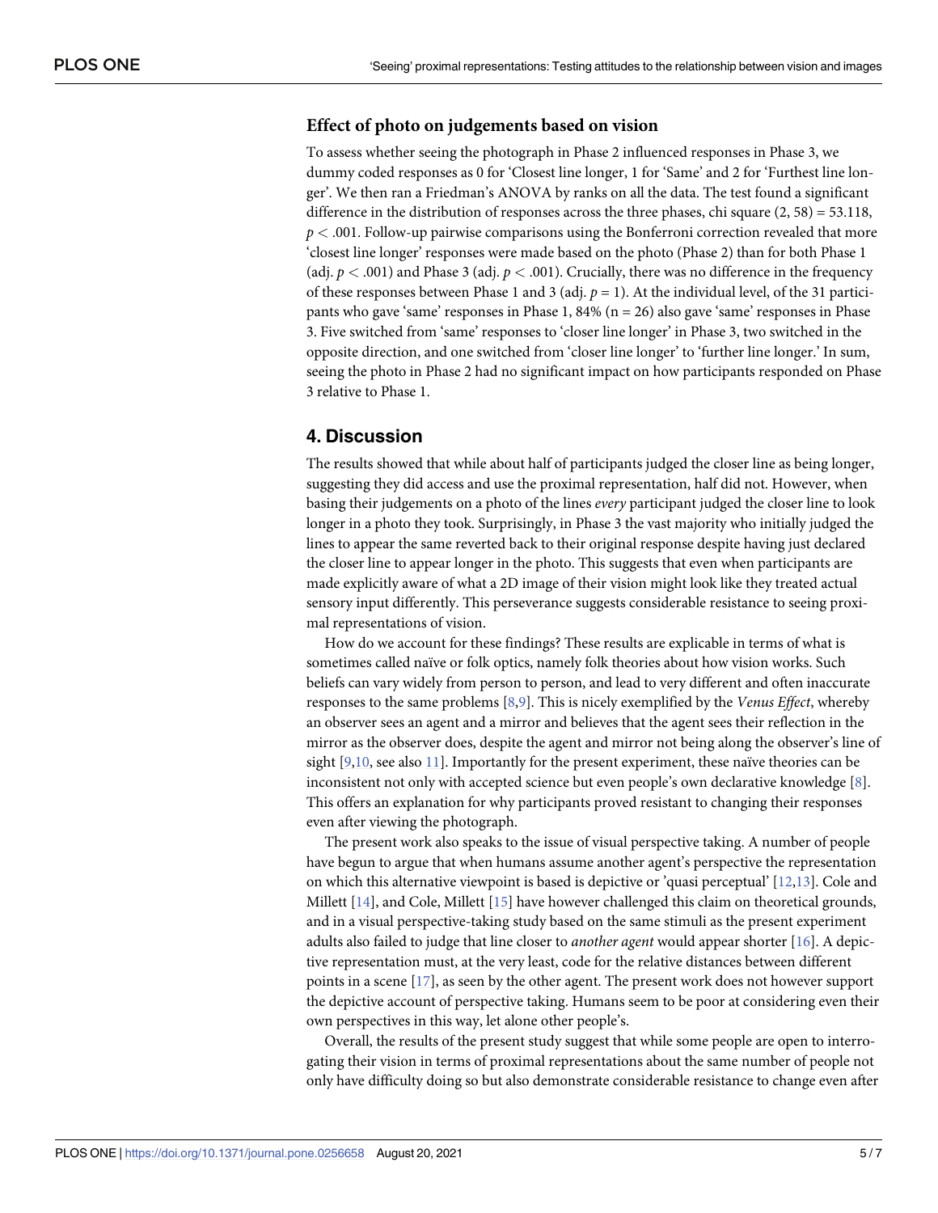### Effect of photo on judgements based on vision

To assess whether seeing the photograph in Phase 2 influenced responses in Phase 3, we dummy coded responses as 0 for 'Closest line longer, 1 for 'Same' and 2 for 'Furthest line longer'. We then ran a Friedman's ANOVA by ranks on all the data. The test found a significant difference in the distribution of responses across the three phases, chi square $(2, 58) = 53.118$, $p < .001$. Follow-up pairwise comparisons using the Bonferroni correction revealed that more 'closest line longer' responses were made based on the photo (Phase 2) than for both Phase 1 (adj. $p < .001$) and Phase 3 (adj. $p < .001$). Crucially, there was no difference in the frequency of these responses between Phase 1 and 3 (adj. $p = 1$). At the individual level, of the 31 participants who gave 'same' responses in Phase 1, 84% (n = 26) also gave 'same' responses in Phase 3. Five switched from 'same' responses to 'closer line longer' in Phase 3, two switched in the opposite direction, and one switched from 'closer line longer' to 'further line longer.' In sum, seeing the photo in Phase 2 had no significant impact on how participants responded on Phase 3 relative to Phase 1.

## 4. Discussion

The results showed that while about half of participants judged the closer line as being longer, suggesting they did access and use the proximal representation, half did not. However, when basing their judgements on a photo of the lines *every* participant judged the closer line to look longer in a photo they took. Surprisingly, in Phase 3 the vast majority who initially judged the lines to appear the same reverted back to their original response despite having just declared the closer line to appear longer in the photo. This suggests that even when participants are made explicitly aware of what a 2D image of their vision might look like they treated actual sensory input differently. This perseverance suggests considerable resistance to seeing proximal representations of vision.

How do we account for these findings? These results are explicable in terms of what is sometimes called naïve or folk optics, namely folk theories about how vision works. Such beliefs can vary widely from person to person, and lead to very different and often inaccurate responses to the same problems [8,9]. This is nicely exemplified by the *Venus Effect*, whereby an observer sees an agent and a mirror and believes that the agent sees their reflection in the mirror as the observer does, despite the agent and mirror not being along the observer's line of sight [9,10, see also 11]. Importantly for the present experiment, these naïve theories can be inconsistent not only with accepted science but even people's own declarative knowledge [8]. This offers an explanation for why participants proved resistant to changing their responses even after viewing the photograph.

The present work also speaks to the issue of visual perspective taking. A number of people have begun to argue that when humans assume another agent's perspective the representation on which this alternative viewpoint is based is depictive or 'quasi perceptual' [12,13]. Cole and Millett [14], and Cole, Millett [15] have however challenged this claim on theoretical grounds, and in a visual perspective-taking study based on the same stimuli as the present experiment adults also failed to judge that line closer to *another agent* would appear shorter [16]. A depictive representation must, at the very least, code for the relative distances between different points in a scene [17], as seen by the other agent. The present work does not however support the depictive account of perspective taking. Humans seem to be poor at considering even their own perspectives in this way, let alone other people's.

Overall, the results of the present study suggest that while some people are open to interrogating their vision in terms of proximal representations about the same number of people not only have difficulty doing so but also demonstrate considerable resistance to change even after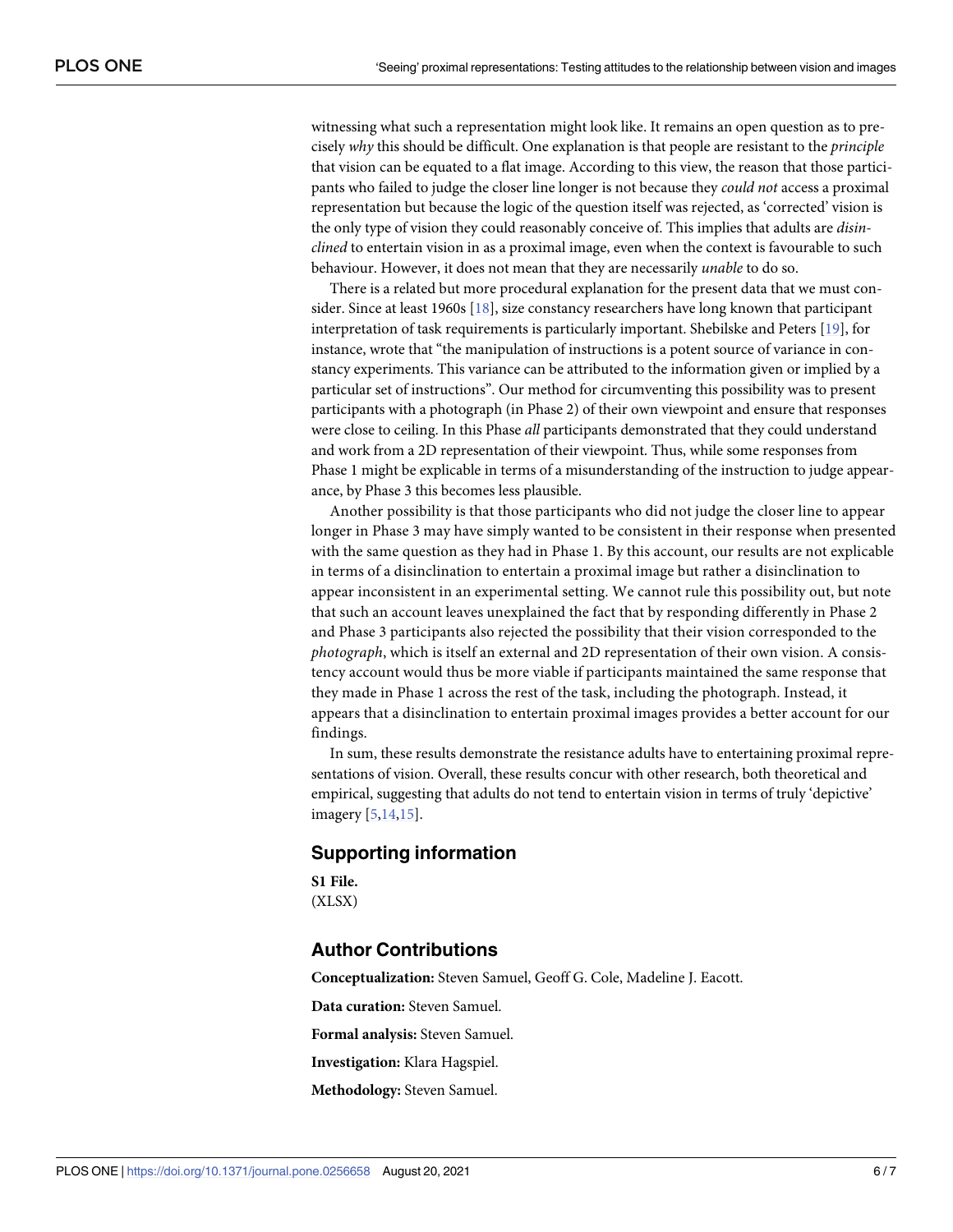witnessing what such a representation might look like. It remains an open question as to precisely *why* this should be difficult. One explanation is that people are resistant to the *principle* that vision can be equated to a flat image. According to this view, the reason that those participants who failed to judge the closer line longer is not because they *could not* access a proximal representation but because the logic of the question itself was rejected, as 'corrected' vision is the only type of vision they could reasonably conceive of. This implies that adults are *disinclined* to entertain vision in as a proximal image, even when the context is favourable to such behaviour. However, it does not mean that they are necessarily *unable* to do so.

There is a related but more procedural explanation for the present data that we must consider. Since at least 1960s [18], size constancy researchers have long known that participant interpretation of task requirements is particularly important. Shebilske and Peters [19], for instance, wrote that "the manipulation of instructions is a potent source of variance in constancy experiments. This variance can be attributed to the information given or implied by a particular set of instructions". Our method for circumventing this possibility was to present participants with a photograph (in Phase 2) of their own viewpoint and ensure that responses were close to ceiling. In this Phase *all* participants demonstrated that they could understand and work from a 2D representation of their viewpoint. Thus, while some responses from Phase 1 might be explicable in terms of a misunderstanding of the instruction to judge appearance, by Phase 3 this becomes less plausible.

Another possibility is that those participants who did not judge the closer line to appear longer in Phase 3 may have simply wanted to be consistent in their response when presented with the same question as they had in Phase 1. By this account, our results are not explicable in terms of a disinclination to entertain a proximal image but rather a disinclination to appear inconsistent in an experimental setting. We cannot rule this possibility out, but note that such an account leaves unexplained the fact that by responding differently in Phase 2 and Phase 3 participants also rejected the possibility that their vision corresponded to the *photograph*, which is itself an external and 2D representation of their own vision. A consistency account would thus be more viable if participants maintained the same response that they made in Phase 1 across the rest of the task, including the photograph. Instead, it appears that a disinclination to entertain proximal images provides a better account for our findings.

In sum, these results demonstrate the resistance adults have to entertaining proximal representations of vision. Overall, these results concur with other research, both theoretical and empirical, suggesting that adults do not tend to entertain vision in terms of truly 'depictive' imagery [5,14,15].

## Supporting information

**S1 File.**
(XLSX)

## Author Contributions

**Conceptualization:** Steven Samuel, Geoff G. Cole, Madeline J. Eacott.

**Data curation:** Steven Samuel.

**Formal analysis:** Steven Samuel.

**Investigation:** Klara Hagspiel.

**Methodology:** Steven Samuel.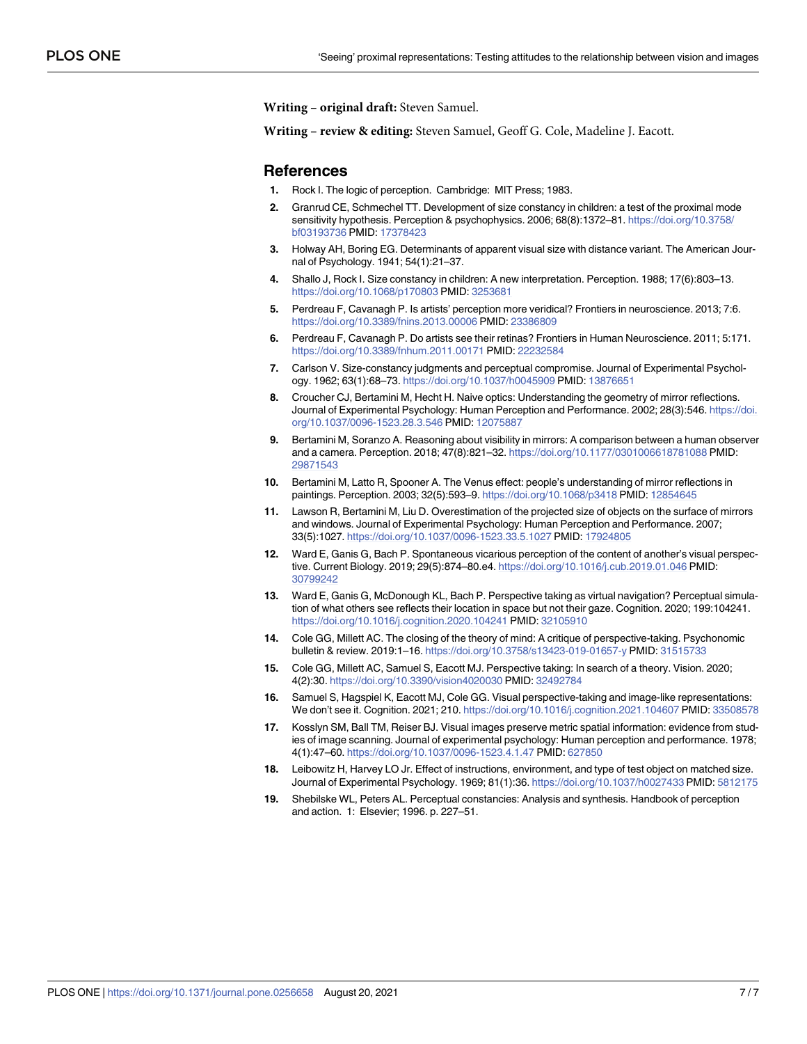**Writing – original draft:** Steven Samuel.

**Writing – review & editing:** Steven Samuel, Geoff G. Cole, Madeline J. Eacott.

## References

1. Rock I. The logic of perception. Cambridge: MIT Press; 1983.
2. Granrud CE, Schmechel TT. Development of size constancy in children: a test of the proximal mode sensitivity hypothesis. Perception & psychophysics. 2006; 68(8):1372–81. https://doi.org/10.3758/bf03193736 PMID: 17378423
3. Holway AH, Boring EG. Determinants of apparent visual size with distance variant. The American Journal of Psychology. 1941; 54(1):21–37.
4. Shallo J, Rock I. Size constancy in children: A new interpretation. Perception. 1988; 17(6):803–13. https://doi.org/10.1068/p170803 PMID: 3253681
5. Perdreau F, Cavanagh P. Is artists' perception more veridical? Frontiers in neuroscience. 2013; 7:6. https://doi.org/10.3389/fnins.2013.00006 PMID: 23386809
6. Perdreau F, Cavanagh P. Do artists see their retinas? Frontiers in Human Neuroscience. 2011; 5:171. https://doi.org/10.3389/fnhum.2011.00171 PMID: 22232584
7. Carlson V. Size-constancy judgments and perceptual compromise. Journal of Experimental Psychology. 1962; 63(1):68–73. https://doi.org/10.1037/h0045909 PMID: 13876651
8. Croucher CJ, Bertamini M, Hecht H. Naive optics: Understanding the geometry of mirror reflections. Journal of Experimental Psychology: Human Perception and Performance. 2002; 28(3):546. https://doi.org/10.1037/0096-1523.28.3.546 PMID: 12075887
9. Bertamini M, Soranzo A. Reasoning about visibility in mirrors: A comparison between a human observer and a camera. Perception. 2018; 47(8):821–32. https://doi.org/10.1177/0301006618781088 PMID: 29871543
10. Bertamini M, Latto R, Spooner A. The Venus effect: people's understanding of mirror reflections in paintings. Perception. 2003; 32(5):593–9. https://doi.org/10.1068/p3418 PMID: 12854645
11. Lawson R, Bertamini M, Liu D. Overestimation of the projected size of objects on the surface of mirrors and windows. Journal of Experimental Psychology: Human Perception and Performance. 2007; 33(5):1027. https://doi.org/10.1037/0096-1523.33.5.1027 PMID: 17924805
12. Ward E, Ganis G, Bach P. Spontaneous vicarious perception of the content of another's visual perspective. Current Biology. 2019; 29(5):874–80.e4. https://doi.org/10.1016/j.cub.2019.01.046 PMID: 30799242
13. Ward E, Ganis G, McDonough KL, Bach P. Perspective taking as virtual navigation? Perceptual simulation of what others see reflects their location in space but not their gaze. Cognition. 2020; 199:104241. https://doi.org/10.1016/j.cognition.2020.104241 PMID: 32105910
14. Cole GG, Millett AC. The closing of the theory of mind: A critique of perspective-taking. Psychonomic bulletin & review. 2019:1–16. https://doi.org/10.3758/s13423-019-01657-y PMID: 31515733
15. Cole GG, Millett AC, Samuel S, Eacott MJ. Perspective taking: In search of a theory. Vision. 2020; 4(2):30. https://doi.org/10.3390/vision4020030 PMID: 32492784
16. Samuel S, Hagspiel K, Eacott MJ, Cole GG. Visual perspective-taking and image-like representations: We don't see it. Cognition. 2021; 210. https://doi.org/10.1016/j.cognition.2021.104607 PMID: 33508578
17. Kosslyn SM, Ball TM, Reiser BJ. Visual images preserve metric spatial information: evidence from studies of image scanning. Journal of experimental psychology: Human perception and performance. 1978; 4(1):47–60. https://doi.org/10.1037/0096-1523.4.1.47 PMID: 627850
18. Leibowitz H, Harvey LO Jr. Effect of instructions, environment, and type of test object on matched size. Journal of Experimental Psychology. 1969; 81(1):36. https://doi.org/10.1037/h0027433 PMID: 5812175
19. Shebilske WL, Peters AL. Perceptual constancies: Analysis and synthesis. Handbook of perception and action. 1: Elsevier; 1996. p. 227–51.